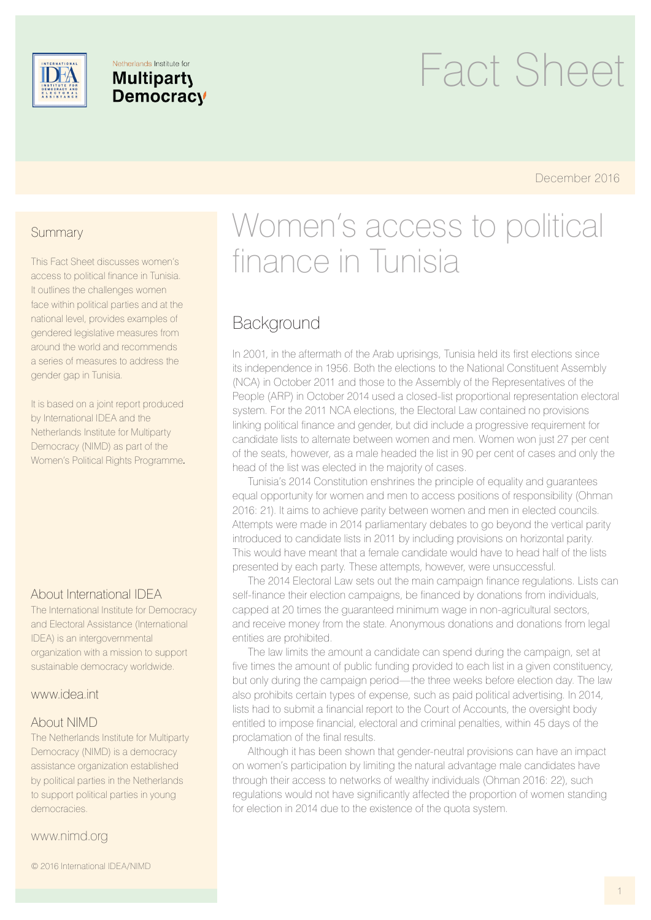Netherlands Institute for
**Multiparty Democracy**

# Fact Sheet

December 2016

## Summary

This Fact Sheet discusses women's access to political finance in Tunisia. It outlines the challenges women face within political parties and at the national level, provides examples of gendered legislative measures from around the world and recommends a series of measures to address the gender gap in Tunisia.

It is based on a joint report produced by International IDEA and the Netherlands Institute for Multiparty Democracy (NIMD) as part of the Women's Political Rights Programme.

### About International IDEA

The International Institute for Democracy and Electoral Assistance (International IDEA) is an intergovernmental organization with a mission to support sustainable democracy worldwide.

www.idea.int

### About NIMD

The Netherlands Institute for Multiparty Democracy (NIMD) is a democracy assistance organization established by political parties in the Netherlands to support political parties in young democracies.

www.nimd.org

© 2016 International IDEA/NIMD

# Women's access to political finance in Tunisia

## Background

In 2001, in the aftermath of the Arab uprisings, Tunisia held its first elections since its independence in 1956. Both the elections to the National Constituent Assembly (NCA) in October 2011 and those to the Assembly of the Representatives of the People (ARP) in October 2014 used a closed-list proportional representation electoral system. For the 2011 NCA elections, the Electoral Law contained no provisions linking political finance and gender, but did include a progressive requirement for candidate lists to alternate between women and men. Women won just 27 per cent of the seats, however, as a male headed the list in 90 per cent of cases and only the head of the list was elected in the majority of cases.

Tunisia's 2014 Constitution enshrines the principle of equality and guarantees equal opportunity for women and men to access positions of responsibility (Ohman 2016: 21). It aims to achieve parity between women and men in elected councils. Attempts were made in 2014 parliamentary debates to go beyond the vertical parity introduced to candidate lists in 2011 by including provisions on horizontal parity. This would have meant that a female candidate would have to head half of the lists presented by each party. These attempts, however, were unsuccessful.

The 2014 Electoral Law sets out the main campaign finance regulations. Lists can self-finance their election campaigns, be financed by donations from individuals, capped at 20 times the guaranteed minimum wage in non-agricultural sectors, and receive money from the state. Anonymous donations and donations from legal entities are prohibited.

The law limits the amount a candidate can spend during the campaign, set at five times the amount of public funding provided to each list in a given constituency, but only during the campaign period—the three weeks before election day. The law also prohibits certain types of expense, such as paid political advertising. In 2014, lists had to submit a financial report to the Court of Accounts, the oversight body entitled to impose financial, electoral and criminal penalties, within 45 days of the proclamation of the final results.

Although it has been shown that gender-neutral provisions can have an impact on women's participation by limiting the natural advantage male candidates have through their access to networks of wealthy individuals (Ohman 2016: 22), such regulations would not have significantly affected the proportion of women standing for election in 2014 due to the existence of the quota system.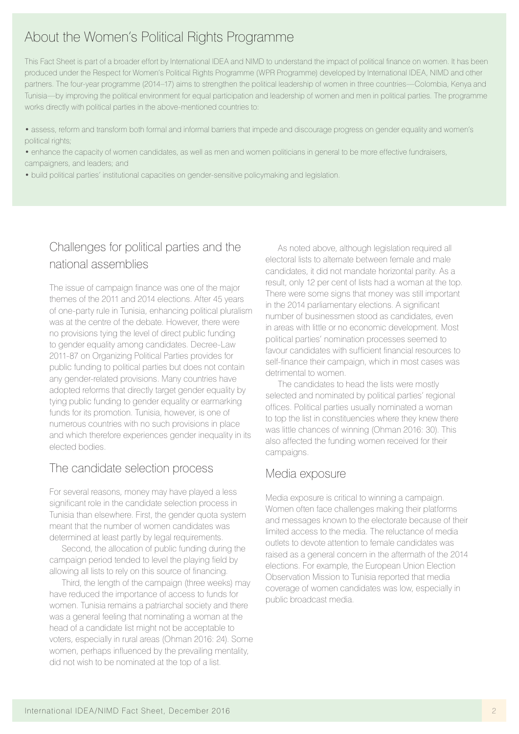## About the Women's Political Rights Programme

This Fact Sheet is part of a broader effort by International IDEA and NIMD to understand the impact of political finance on women. It has been produced under the Respect for Women's Political Rights Programme (WPR Programme) developed by International IDEA, NIMD and other partners. The four-year programme (2014–17) aims to strengthen the political leadership of women in three countries—Colombia, Kenya and Tunisia—by improving the political environment for equal participation and leadership of women and men in political parties. The programme works directly with political parties in the above-mentioned countries to:

- assess, reform and transform both formal and informal barriers that impede and discourage progress on gender equality and women's political rights;
- enhance the capacity of women candidates, as well as men and women politicians in general to be more effective fundraisers, campaigners, and leaders; and
- build political parties' institutional capacities on gender-sensitive policymaking and legislation.

## Challenges for political parties and the national assemblies

The issue of campaign finance was one of the major themes of the 2011 and 2014 elections. After 45 years of one-party rule in Tunisia, enhancing political pluralism was at the centre of the debate. However, there were no provisions tying the level of direct public funding to gender equality among candidates. Decree-Law 2011-87 on Organizing Political Parties provides for public funding to political parties but does not contain any gender-related provisions. Many countries have adopted reforms that directly target gender equality by tying public funding to gender equality or earmarking funds for its promotion. Tunisia, however, is one of numerous countries with no such provisions in place and which therefore experiences gender inequality in its elected bodies.

## The candidate selection process

For several reasons, money may have played a less significant role in the candidate selection process in Tunisia than elsewhere. First, the gender quota system meant that the number of women candidates was determined at least partly by legal requirements.

Second, the allocation of public funding during the campaign period tended to level the playing field by allowing all lists to rely on this source of financing.

Third, the length of the campaign (three weeks) may have reduced the importance of access to funds for women. Tunisia remains a patriarchal society and there was a general feeling that nominating a woman at the head of a candidate list might not be acceptable to voters, especially in rural areas (Ohman 2016: 24). Some women, perhaps influenced by the prevailing mentality, did not wish to be nominated at the top of a list.

As noted above, although legislation required all electoral lists to alternate between female and male candidates, it did not mandate horizontal parity. As a result, only 12 per cent of lists had a woman at the top. There were some signs that money was still important in the 2014 parliamentary elections. A significant number of businessmen stood as candidates, even in areas with little or no economic development. Most political parties' nomination processes seemed to favour candidates with sufficient financial resources to self-finance their campaign, which in most cases was detrimental to women.

The candidates to head the lists were mostly selected and nominated by political parties' regional offices. Political parties usually nominated a woman to top the list in constituencies where they knew there was little chances of winning (Ohman 2016: 30). This also affected the funding women received for their campaigns.

## Media exposure

Media exposure is critical to winning a campaign. Women often face challenges making their platforms and messages known to the electorate because of their limited access to the media. The reluctance of media outlets to devote attention to female candidates was raised as a general concern in the aftermath of the 2014 elections. For example, the European Union Election Observation Mission to Tunisia reported that media coverage of women candidates was low, especially in public broadcast media.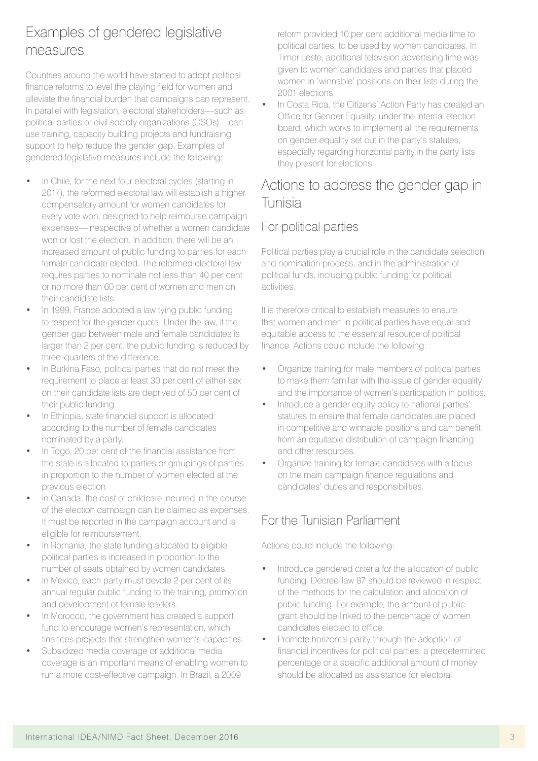## Examples of gendered legislative measures

Countries around the world have started to adopt political finance reforms to level the playing field for women and alleviate the financial burden that campaigns can represent. In parallel with legislation, electoral stakeholders—such as political parties or civil society organizations (CSOs)—can use training, capacity building projects and fundraising support to help reduce the gender gap. Examples of gendered legislative measures include the following:

- In Chile, for the next four electoral cycles (starting in 2017), the reformed electoral law will establish a higher compensatory amount for women candidates for every vote won, designed to help reimburse campaign expenses—irrespective of whether a women candidate won or lost the election. In addition, there will be an increased amount of public funding to parties for each female candidate elected. The reformed electoral law requires parties to nominate not less than 40 per cent or no more than 60 per cent of women and men on their candidate lists.
- In 1999, France adopted a law tying public funding to respect for the gender quota. Under the law, if the gender gap between male and female candidates is larger than 2 per cent, the public funding is reduced by three-quarters of the difference.
- In Burkina Faso, political parties that do not meet the requirement to place at least 30 per cent of either sex on their candidate lists are deprived of 50 per cent of their public funding.
- In Ethiopia, state financial support is allocated according to the number of female candidates nominated by a party.
- In Togo, 20 per cent of the financial assistance from the state is allocated to parties or groupings of parties in proportion to the number of women elected at the previous election.
- In Canada, the cost of childcare incurred in the course of the election campaign can be claimed as expenses. It must be reported in the campaign account and is eligible for reimbursement.
- In Romania, the state funding allocated to eligible political parties is increased in proportion to the number of seats obtained by women candidates.
- In Mexico, each party must devote 2 per cent of its annual regular public funding to the training, promotion and development of female leaders.
- In Morocco, the government has created a support fund to encourage women's representation, which finances projects that strengthen women's capacities.
- Subsidized media coverage or additional media coverage is an important means of enabling women to run a more cost-effective campaign. In Brazil, a 2009 reform provided 10 per cent additional media time to political parties, to be used by women candidates. In Timor Leste, additional television advertising time was given to women candidates and parties that placed women in 'winnable' positions on their lists during the 2001 elections.
- In Costa Rica, the Citizens' Action Party has created an Office for Gender Equality, under the internal election board, which works to implement all the requirements on gender equality set out in the party's statutes, especially regarding horizontal parity in the party lists they present for elections.

## Actions to address the gender gap in Tunisia

### For political parties

Political parties play a crucial role in the candidate selection and nomination process, and in the administration of political funds, including public funding for political activities.

It is therefore critical to establish measures to ensure that women and men in political parties have equal and equitable access to the essential resource of political finance. Actions could include the following:

- Organize training for male members of political parties to make them familiar with the issue of gender equality and the importance of women's participation in politics.
- Introduce a gender equity policy to national parties' statutes to ensure that female candidates are placed in competitive and winnable positions and can benefit from an equitable distribution of campaign financing and other resources.
- Organize training for female candidates with a focus on the main campaign finance regulations and candidates' duties and responsibilities.

### For the Tunisian Parliament

Actions could include the following:

- Introduce gendered criteria for the allocation of public funding. Decree-law 87 should be reviewed in respect of the methods for the calculation and allocation of public funding. For example, the amount of public grant should be linked to the percentage of women candidates elected to office.
- Promote horizontal parity through the adoption of financial incentives for political parties: a predetermined percentage or a specific additional amount of money should be allocated as assistance for electoral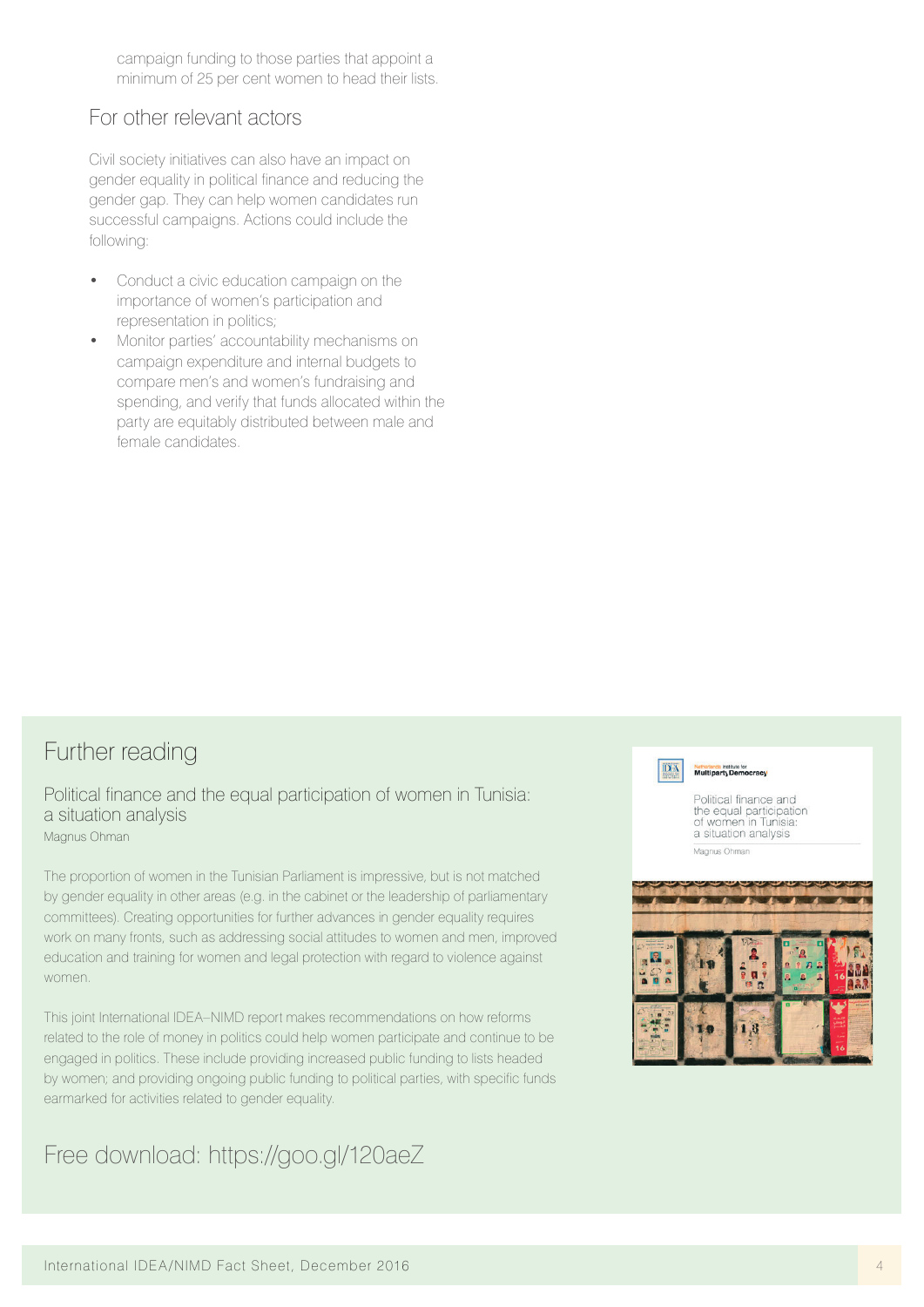campaign funding to those parties that appoint a minimum of 25 per cent women to head their lists.

## For other relevant actors

Civil society initiatives can also have an impact on gender equality in political finance and reducing the gender gap. They can help women candidates run successful campaigns. Actions could include the following:

- Conduct a civic education campaign on the importance of women's participation and representation in politics;
- Monitor parties' accountability mechanisms on campaign expenditure and internal budgets to compare men's and women's fundraising and spending, and verify that funds allocated within the party are equitably distributed between male and female candidates.

## Further reading

### Political finance and the equal participation of women in Tunisia: a situation analysis

Magnus Ohman

The proportion of women in the Tunisian Parliament is impressive, but is not matched by gender equality in other areas (e.g. in the cabinet or the leadership of parliamentary committees). Creating opportunities for further advances in gender equality requires work on many fronts, such as addressing social attitudes to women and men, improved education and training for women and legal protection with regard to violence against women.

This joint International IDEA–NIMD report makes recommendations on how reforms related to the role of money in politics could help women participate and continue to be engaged in politics. These include providing increased public funding to lists headed by women; and providing ongoing public funding to political parties, with specific funds earmarked for activities related to gender equality.

Free download: https://goo.gl/120aeZ